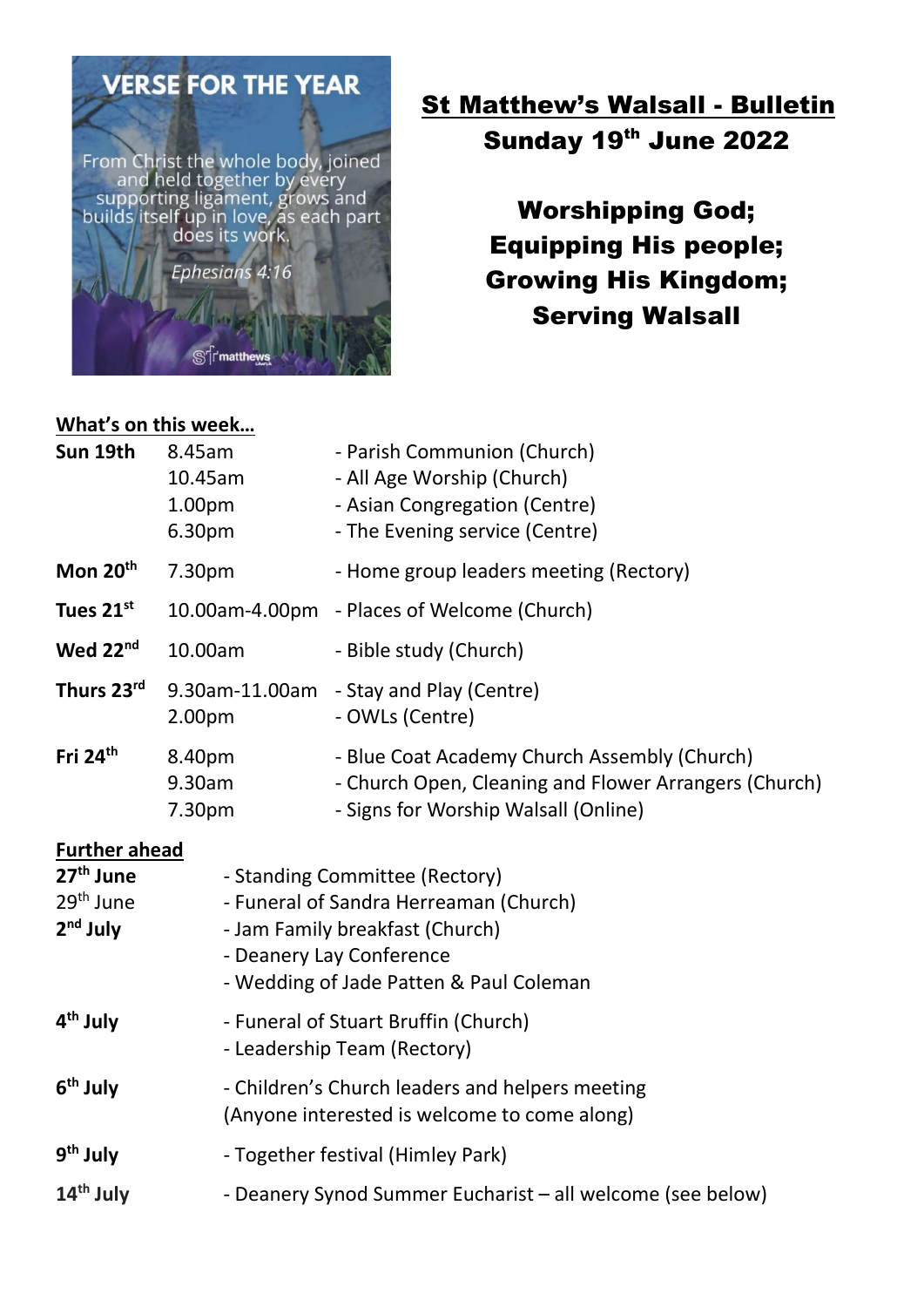VERSE FOR THE YEAR

From Christ the whole body, joined and held together by every supporting ligament, grows and builds itself up in love, as each part does its work.

*Ephesians 4:16*

# St Matthew's Walsall - Bulletin

## Sunday 19th June 2022

**Worshipping God;**
**Equipping His people;**
**Growing His Kingdom;**
**Serving Walsall**

**What's on this week…**

| | | |
|---|---|---|
| **Sun 19th** | 8.45am | - Parish Communion (Church) |
| | 10.45am | - All Age Worship (Church) |
| | 1.00pm | - Asian Congregation (Centre) |
| | 6.30pm | - The Evening service (Centre) |
| **Mon 20th** | 7.30pm | - Home group leaders meeting (Rectory) |
| **Tues 21st** | 10.00am-4.00pm | - Places of Welcome (Church) |
| **Wed 22nd** | 10.00am | - Bible study (Church) |
| **Thurs 23rd** | 9.30am-11.00am | - Stay and Play (Centre) |
| | 2.00pm | - OWLs (Centre) |
| **Fri 24th** | 8.40pm | - Blue Coat Academy Church Assembly (Church) |
| | 9.30am | - Church Open, Cleaning and Flower Arrangers (Church) |
| | 7.30pm | - Signs for Worship Walsall (Online) |

**Further ahead**

| | |
|---|---|
| **27th June** | - Standing Committee (Rectory) |
| 29th June | - Funeral of Sandra Herreaman (Church) |
| **2nd July** | - Jam Family breakfast (Church) |
| | - Deanery Lay Conference |
| | - Wedding of Jade Patten & Paul Coleman |
| **4th July** | - Funeral of Stuart Bruffin (Church) |
| | - Leadership Team (Rectory) |
| **6th July** | - Children's Church leaders and helpers meeting (Anyone interested is welcome to come along) |
| **9th July** | - Together festival (Himley Park) |
| **14th July** | - Deanery Synod Summer Eucharist – all welcome (see below) |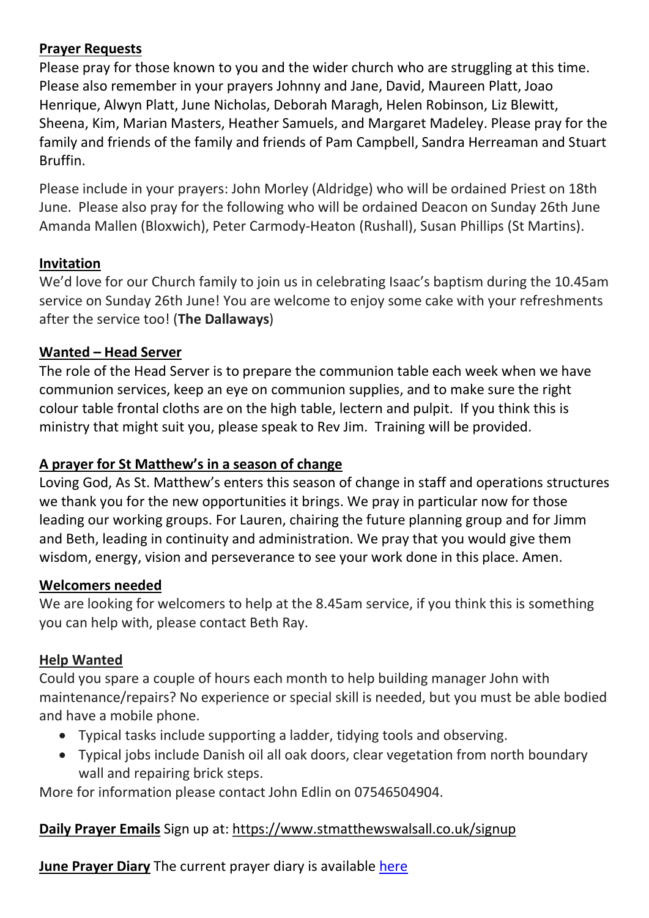**Prayer Requests**

Please pray for those known to you and the wider church who are struggling at this time. Please also remember in your prayers Johnny and Jane, David, Maureen Platt, Joao Henrique, Alwyn Platt, June Nicholas, Deborah Maragh, Helen Robinson, Liz Blewitt, Sheena, Kim, Marian Masters, Heather Samuels, and Margaret Madeley. Please pray for the family and friends of the family and friends of Pam Campbell, Sandra Herreaman and Stuart Bruffin.

Please include in your prayers: John Morley (Aldridge) who will be ordained Priest on 18th June. Please also pray for the following who will be ordained Deacon on Sunday 26th June Amanda Mallen (Bloxwich), Peter Carmody-Heaton (Rushall), Susan Phillips (St Martins).

**Invitation**

We'd love for our Church family to join us in celebrating Isaac's baptism during the 10.45am service on Sunday 26th June! You are welcome to enjoy some cake with your refreshments after the service too! (**The Dallaways**)

**Wanted – Head Server**

The role of the Head Server is to prepare the communion table each week when we have communion services, keep an eye on communion supplies, and to make sure the right colour table frontal cloths are on the high table, lectern and pulpit. If you think this is ministry that might suit you, please speak to Rev Jim. Training will be provided.

**A prayer for St Matthew's in a season of change**

Loving God, As St. Matthew's enters this season of change in staff and operations structures we thank you for the new opportunities it brings. We pray in particular now for those leading our working groups. For Lauren, chairing the future planning group and for Jimm and Beth, leading in continuity and administration. We pray that you would give them wisdom, energy, vision and perseverance to see your work done in this place. Amen.

**Welcomers needed**

We are looking for welcomers to help at the 8.45am service, if you think this is something you can help with, please contact Beth Ray.

**Help Wanted**

Could you spare a couple of hours each month to help building manager John with maintenance/repairs? No experience or special skill is needed, but you must be able bodied and have a mobile phone.

- Typical tasks include supporting a ladder, tidying tools and observing.
- Typical jobs include Danish oil all oak doors, clear vegetation from north boundary wall and repairing brick steps.

More for information please contact John Edlin on 07546504904.

**Daily Prayer Emails** Sign up at: https://www.stmatthewswalsall.co.uk/signup

**June Prayer Diary** The current prayer diary is available here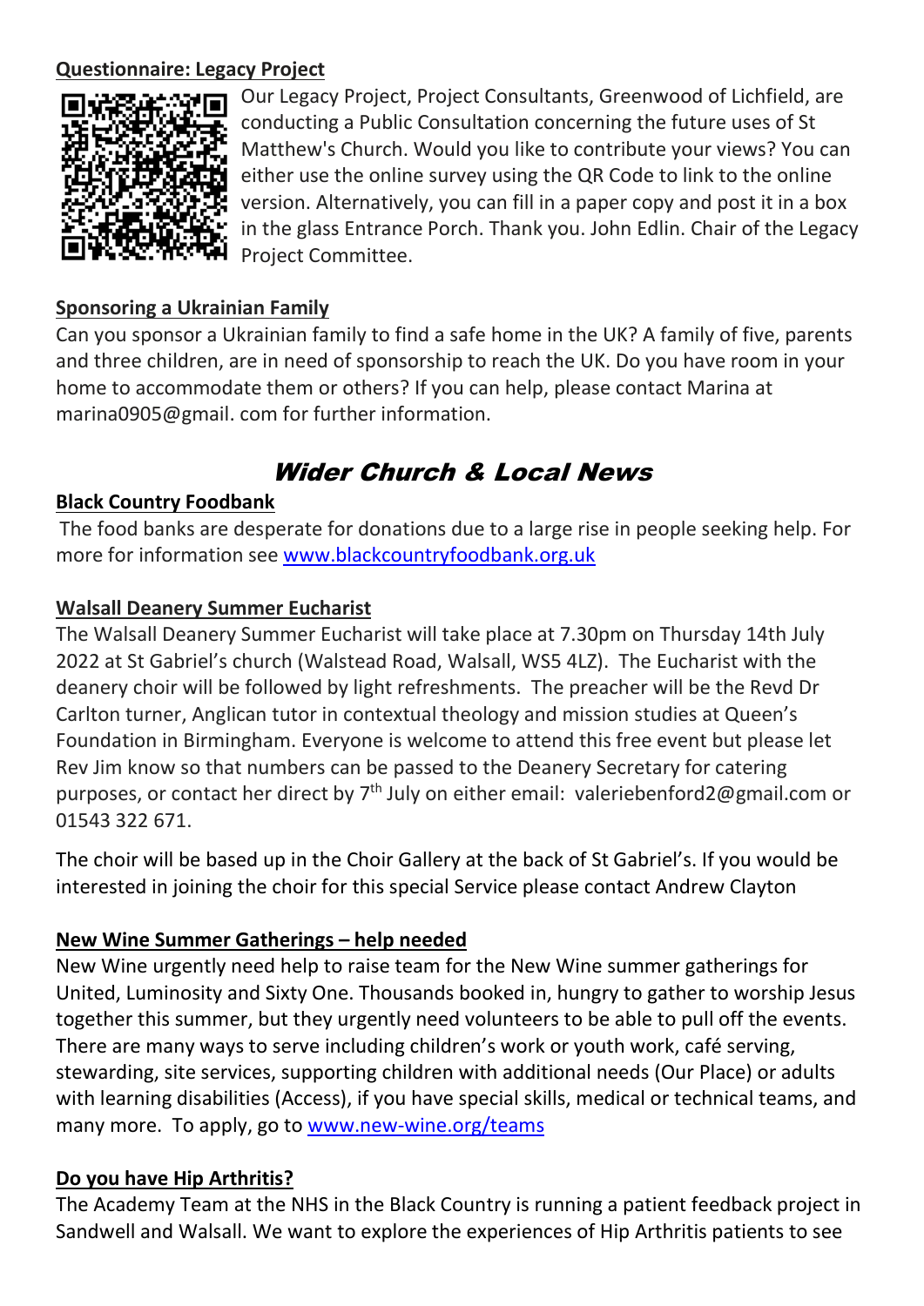**Questionnaire: Legacy Project**

Our Legacy Project, Project Consultants, Greenwood of Lichfield, are conducting a Public Consultation concerning the future uses of St Matthew's Church. Would you like to contribute your views? You can either use the online survey using the QR Code to link to the online version. Alternatively, you can fill in a paper copy and post it in a box in the glass Entrance Porch. Thank you. John Edlin. Chair of the Legacy Project Committee.

**Sponsoring a Ukrainian Family**

Can you sponsor a Ukrainian family to find a safe home in the UK? A family of five, parents and three children, are in need of sponsorship to reach the UK. Do you have room in your home to accommodate them or others? If you can help, please contact Marina at marina0905@gmail. com for further information.

## *Wider Church & Local News*

**Black Country Foodbank**

The food banks are desperate for donations due to a large rise in people seeking help. For more for information see [www.blackcountryfoodbank.org.uk](http://www.blackcountryfoodbank.org.uk)

**Walsall Deanery Summer Eucharist**

The Walsall Deanery Summer Eucharist will take place at 7.30pm on Thursday 14th July 2022 at St Gabriel's church (Walstead Road, Walsall, WS5 4LZ). The Eucharist with the deanery choir will be followed by light refreshments. The preacher will be the Revd Dr Carlton turner, Anglican tutor in contextual theology and mission studies at Queen's Foundation in Birmingham. Everyone is welcome to attend this free event but please let Rev Jim know so that numbers can be passed to the Deanery Secretary for catering purposes, or contact her direct by 7th July on either email: valeriebenford2@gmail.com or 01543 322 671.

The choir will be based up in the Choir Gallery at the back of St Gabriel's. If you would be interested in joining the choir for this special Service please contact Andrew Clayton

**New Wine Summer Gatherings – help needed**

New Wine urgently need help to raise team for the New Wine summer gatherings for United, Luminosity and Sixty One. Thousands booked in, hungry to gather to worship Jesus together this summer, but they urgently need volunteers to be able to pull off the events. There are many ways to serve including children's work or youth work, café serving, stewarding, site services, supporting children with additional needs (Our Place) or adults with learning disabilities (Access), if you have special skills, medical or technical teams, and many more. To apply, go to [www.new-wine.org/teams](http://www.new-wine.org/teams)

**Do you have Hip Arthritis?**

The Academy Team at the NHS in the Black Country is running a patient feedback project in Sandwell and Walsall. We want to explore the experiences of Hip Arthritis patients to see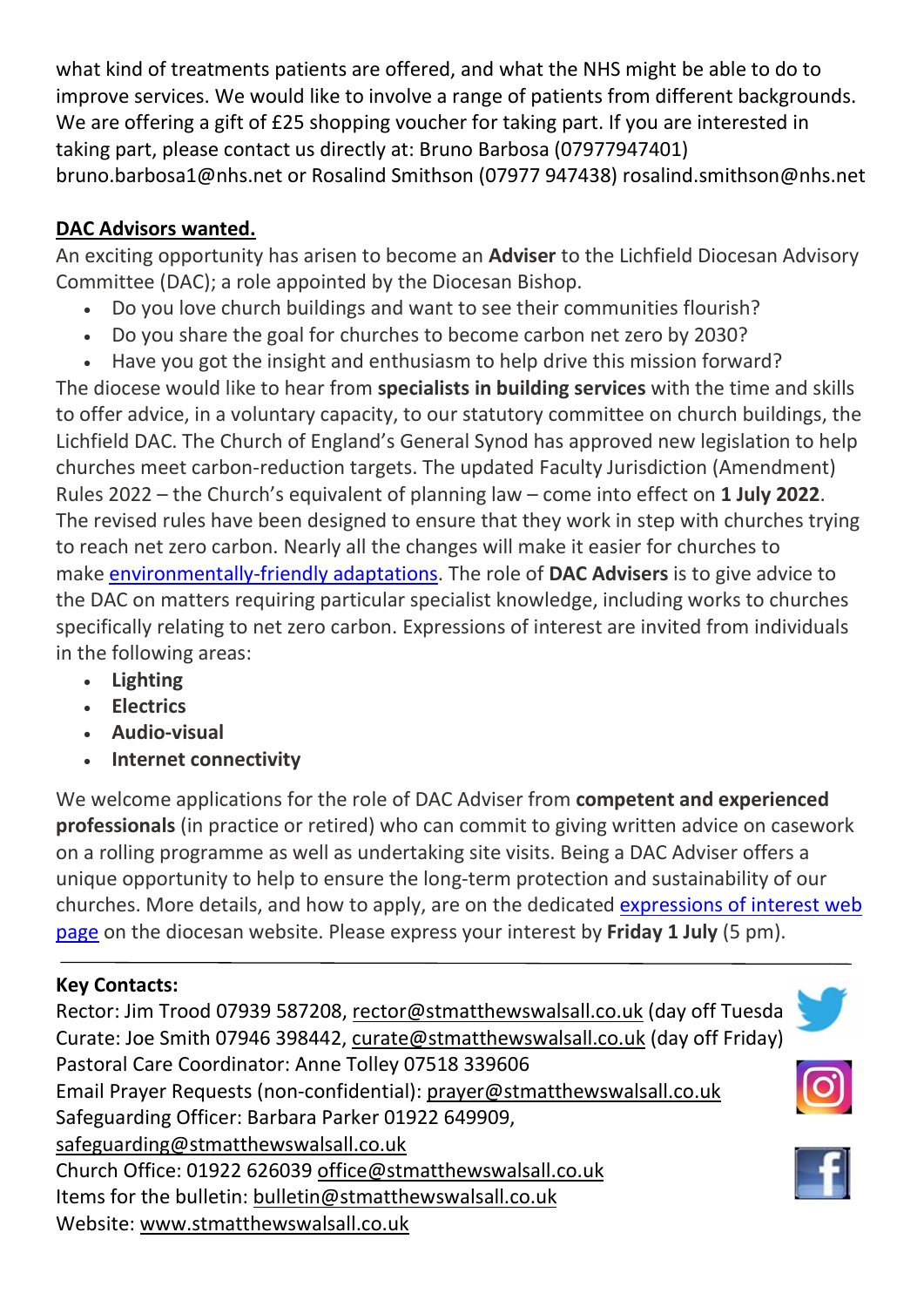what kind of treatments patients are offered, and what the NHS might be able to do to improve services. We would like to involve a range of patients from different backgrounds. We are offering a gift of £25 shopping voucher for taking part. If you are interested in taking part, please contact us directly at: Bruno Barbosa (07977947401) bruno.barbosa1@nhs.net or Rosalind Smithson (07977 947438) rosalind.smithson@nhs.net

**DAC Advisors wanted.**

An exciting opportunity has arisen to become an **Adviser** to the Lichfield Diocesan Advisory Committee (DAC); a role appointed by the Diocesan Bishop.

- Do you love church buildings and want to see their communities flourish?
- Do you share the goal for churches to become carbon net zero by 2030?
- Have you got the insight and enthusiasm to help drive this mission forward?

The diocese would like to hear from **specialists in building services** with the time and skills to offer advice, in a voluntary capacity, to our statutory committee on church buildings, the Lichfield DAC. The Church of England's General Synod has approved new legislation to help churches meet carbon-reduction targets. The updated Faculty Jurisdiction (Amendment) Rules 2022 – the Church's equivalent of planning law – come into effect on **1 July 2022**. The revised rules have been designed to ensure that they work in step with churches trying to reach net zero carbon. Nearly all the changes will make it easier for churches to make environmentally-friendly adaptations. The role of **DAC Advisers** is to give advice to the DAC on matters requiring particular specialist knowledge, including works to churches specifically relating to net zero carbon. Expressions of interest are invited from individuals in the following areas:

- **Lighting**
- **Electrics**
- **Audio-visual**
- **Internet connectivity**

We welcome applications for the role of DAC Adviser from **competent and experienced professionals** (in practice or retired) who can commit to giving written advice on casework on a rolling programme as well as undertaking site visits. Being a DAC Adviser offers a unique opportunity to help to ensure the long-term protection and sustainability of our churches. More details, and how to apply, are on the dedicated expressions of interest web page on the diocesan website. Please express your interest by **Friday 1 July** (5 pm).

---

**Key Contacts:**

Rector: Jim Trood 07939 587208, rector@stmatthewswalsall.co.uk (day off Tuesda
Curate: Joe Smith 07946 398442, curate@stmatthewswalsall.co.uk (day off Friday)
Pastoral Care Coordinator: Anne Tolley 07518 339606
Email Prayer Requests (non-confidential): prayer@stmatthewswalsall.co.uk
Safeguarding Officer: Barbara Parker 01922 649909, safeguarding@stmatthewswalsall.co.uk
Church Office: 01922 626039 office@stmatthewswalsall.co.uk
Items for the bulletin: bulletin@stmatthewswalsall.co.uk
Website: www.stmatthewswalsall.co.uk